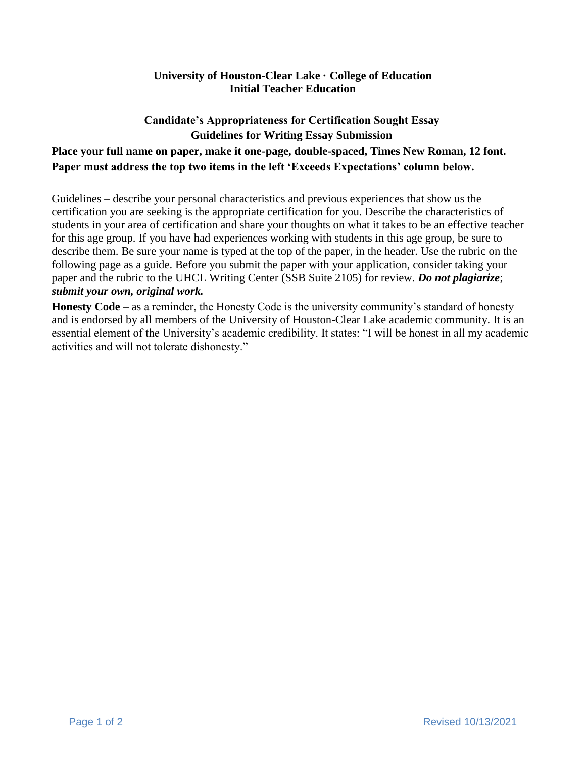**University of Houston-Clear Lake · College of Education**
**Initial Teacher Education**

## Candidate's Appropriateness for Certification Sought Essay
## Guidelines for Writing Essay Submission

**Place your full name on paper, make it one-page, double-spaced, Times New Roman, 12 font. Paper must address the top two items in the left 'Exceeds Expectations' column below.**

Guidelines – describe your personal characteristics and previous experiences that show us the certification you are seeking is the appropriate certification for you. Describe the characteristics of students in your area of certification and share your thoughts on what it takes to be an effective teacher for this age group. If you have had experiences working with students in this age group, be sure to describe them. Be sure your name is typed at the top of the paper, in the header. Use the rubric on the following page as a guide. Before you submit the paper with your application, consider taking your paper and the rubric to the UHCL Writing Center (SSB Suite 2105) for review. ***Do not plagiarize***; ***submit your own, original work.***

**Honesty Code** – as a reminder, the Honesty Code is the university community's standard of honesty and is endorsed by all members of the University of Houston-Clear Lake academic community. It is an essential element of the University's academic credibility. It states: "I will be honest in all my academic activities and will not tolerate dishonesty."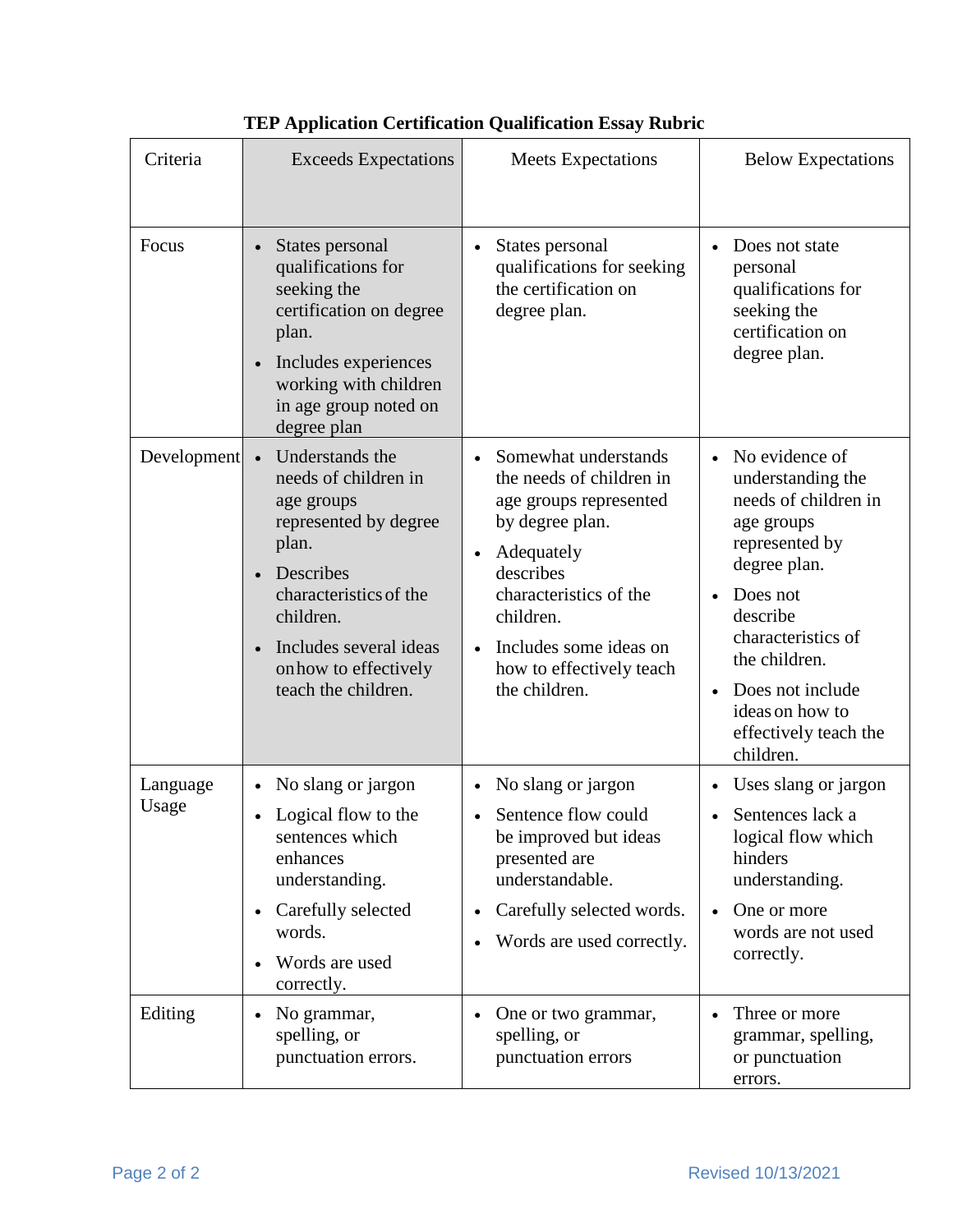**TEP Application Certification Qualification Essay Rubric**

| Criteria | Exceeds Expectations | Meets Expectations | Below Expectations |
|---|---|---|---|
| Focus | • States personal qualifications for seeking the certification on degree plan.<br>• Includes experiences working with children in age group noted on degree plan | • States personal qualifications for seeking the certification on degree plan. | • Does not state personal qualifications for seeking the certification on degree plan. |
| Development | • Understands the needs of children in age groups represented by degree plan.<br>• Describes characteristics of the children.<br>• Includes several ideas on how to effectively teach the children. | • Somewhat understands the needs of children in age groups represented by degree plan.<br>• Adequately describes characteristics of the children.<br>• Includes some ideas on how to effectively teach the children. | • No evidence of understanding the needs of children in age groups represented by degree plan.<br>• Does not describe characteristics of the children.<br>• Does not include ideas on how to effectively teach the children. |
| Language Usage | • No slang or jargon<br>• Logical flow to the sentences which enhances understanding.<br>• Carefully selected words.<br>• Words are used correctly. | • No slang or jargon<br>• Sentence flow could be improved but ideas presented are understandable.<br>• Carefully selected words.<br>• Words are used correctly. | • Uses slang or jargon<br>• Sentences lack a logical flow which hinders understanding.<br>• One or more words are not used correctly. |
| Editing | • No grammar, spelling, or punctuation errors. | • One or two grammar, spelling, or punctuation errors | • Three or more grammar, spelling, or punctuation errors. |

Revised 10/13/2021